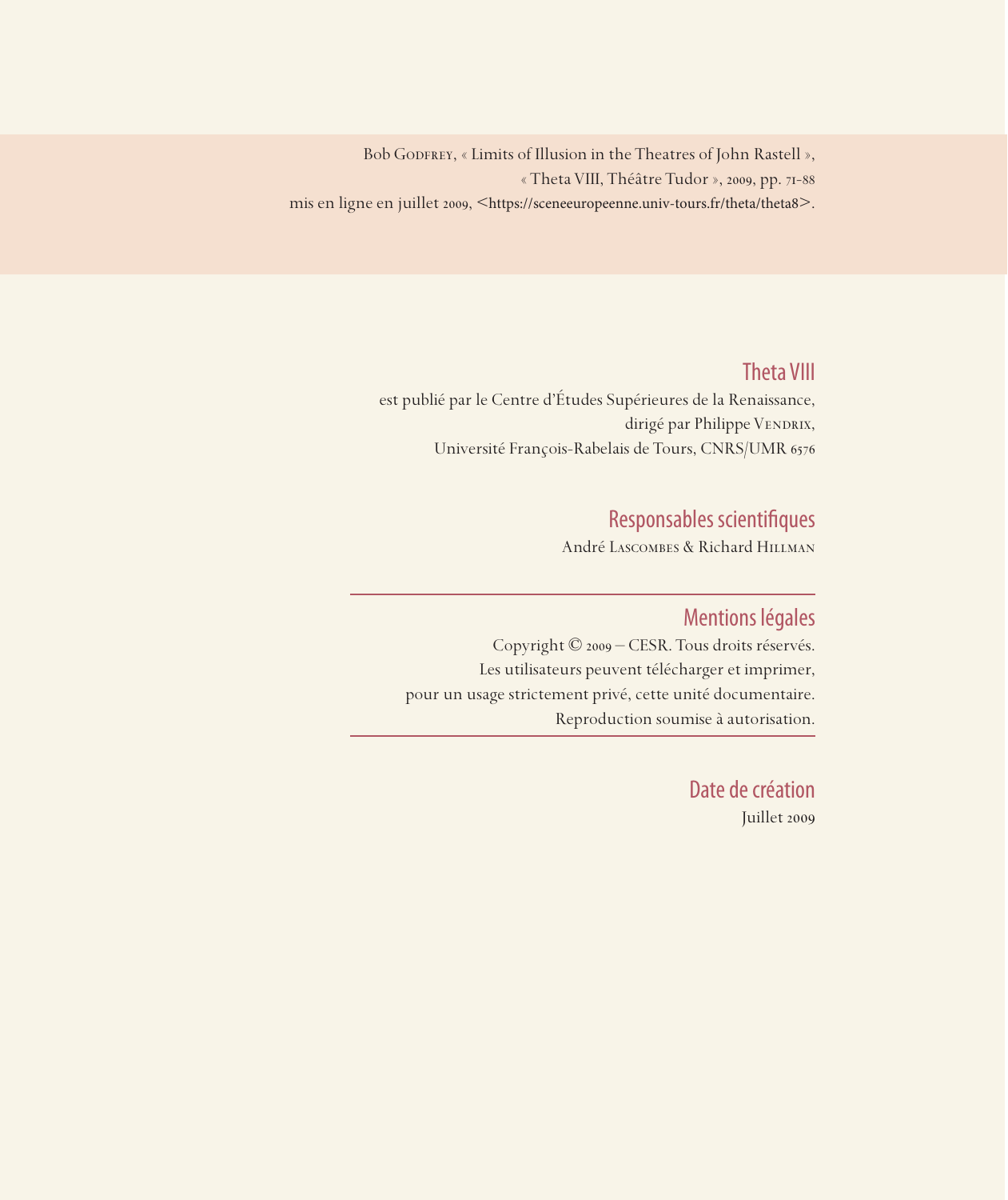Bob Godfrey, « Limits of Illusion in the Theatres of John Rastell »,
« Theta VIII, Théâtre Tudor », 2009, pp. 71-88
mis en ligne en juillet 2009, <https://sceneeuropeenne.univ-tours.fr/theta/theta8>.

## Theta VIII

est publié par le Centre d'Études Supérieures de la Renaissance,
dirigé par Philippe Vendrix,
Université François-Rabelais de Tours, CNRS/UMR 6576

## Responsables scientifiques

André Lascombes & Richard Hillman

## Mentions légales

Copyright © 2009 – CESR. Tous droits réservés.
Les utilisateurs peuvent télécharger et imprimer,
pour un usage strictement privé, cette unité documentaire.
Reproduction soumise à autorisation.

## Date de création

Juillet 2009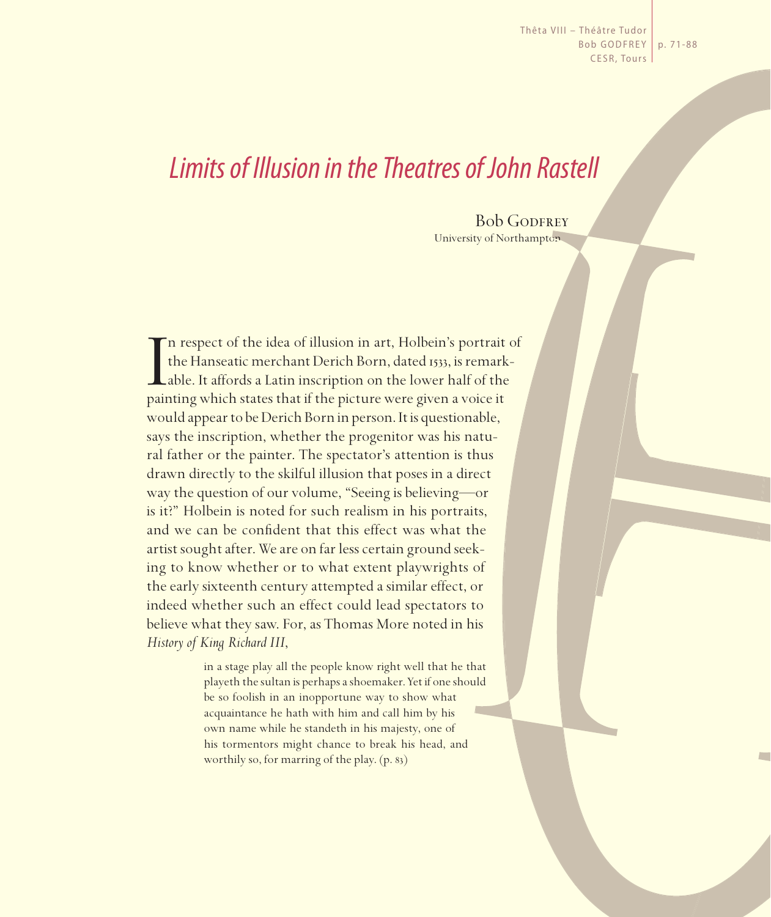# *Limits of Illusion in the Theatres of John Rastell*

Bob Godfrey
University of Northampton

In respect of the idea of illusion in art, Holbein's portrait of the Hanseatic merchant Derich Born, dated 1533, is remarkable. It affords a Latin inscription on the lower half of the painting which states that if the picture were given a voice it would appear to be Derich Born in person. It is questionable, says the inscription, whether the progenitor was his natural father or the painter. The spectator's attention is thus drawn directly to the skilful illusion that poses in a direct way the question of our volume, "Seeing is believing—or is it?" Holbein is noted for such realism in his portraits, and we can be confident that this effect was what the artist sought after. We are on far less certain ground seeking to know whether or to what extent playwrights of the early sixteenth century attempted a similar effect, or indeed whether such an effect could lead spectators to believe what they saw. For, as Thomas More noted in his *History of King Richard III*,

> in a stage play all the people know right well that he that playeth the sultan is perhaps a shoemaker. Yet if one should be so foolish in an inopportune way to show what acquaintance he hath with him and call him by his own name while he standeth in his majesty, one of his tormentors might chance to break his head, and worthily so, for marring of the play. (p. 83)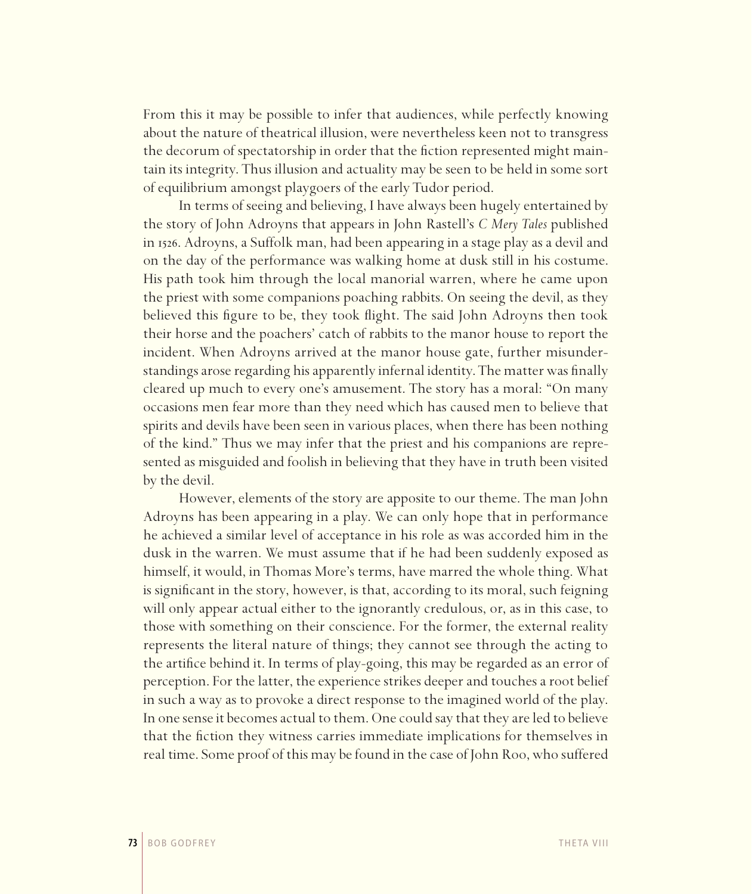From this it may be possible to infer that audiences, while perfectly knowing about the nature of theatrical illusion, were nevertheless keen not to transgress the decorum of spectatorship in order that the fiction represented might maintain its integrity. Thus illusion and actuality may be seen to be held in some sort of equilibrium amongst playgoers of the early Tudor period.

In terms of seeing and believing, I have always been hugely entertained by the story of John Adroyns that appears in John Rastell's *C Mery Tales* published in 1526. Adroyns, a Suffolk man, had been appearing in a stage play as a devil and on the day of the performance was walking home at dusk still in his costume. His path took him through the local manorial warren, where he came upon the priest with some companions poaching rabbits. On seeing the devil, as they believed this figure to be, they took flight. The said John Adroyns then took their horse and the poachers' catch of rabbits to the manor house to report the incident. When Adroyns arrived at the manor house gate, further misunderstandings arose regarding his apparently infernal identity. The matter was finally cleared up much to every one's amusement. The story has a moral: "On many occasions men fear more than they need which has caused men to believe that spirits and devils have been seen in various places, when there has been nothing of the kind." Thus we may infer that the priest and his companions are represented as misguided and foolish in believing that they have in truth been visited by the devil.

However, elements of the story are apposite to our theme. The man John Adroyns has been appearing in a play. We can only hope that in performance he achieved a similar level of acceptance in his role as was accorded him in the dusk in the warren. We must assume that if he had been suddenly exposed as himself, it would, in Thomas More's terms, have marred the whole thing. What is significant in the story, however, is that, according to its moral, such feigning will only appear actual either to the ignorantly credulous, or, as in this case, to those with something on their conscience. For the former, the external reality represents the literal nature of things; they cannot see through the acting to the artifice behind it. In terms of play-going, this may be regarded as an error of perception. For the latter, the experience strikes deeper and touches a root belief in such a way as to provoke a direct response to the imagined world of the play. In one sense it becomes actual to them. One could say that they are led to believe that the fiction they witness carries immediate implications for themselves in real time. Some proof of this may be found in the case of John Roo, who suffered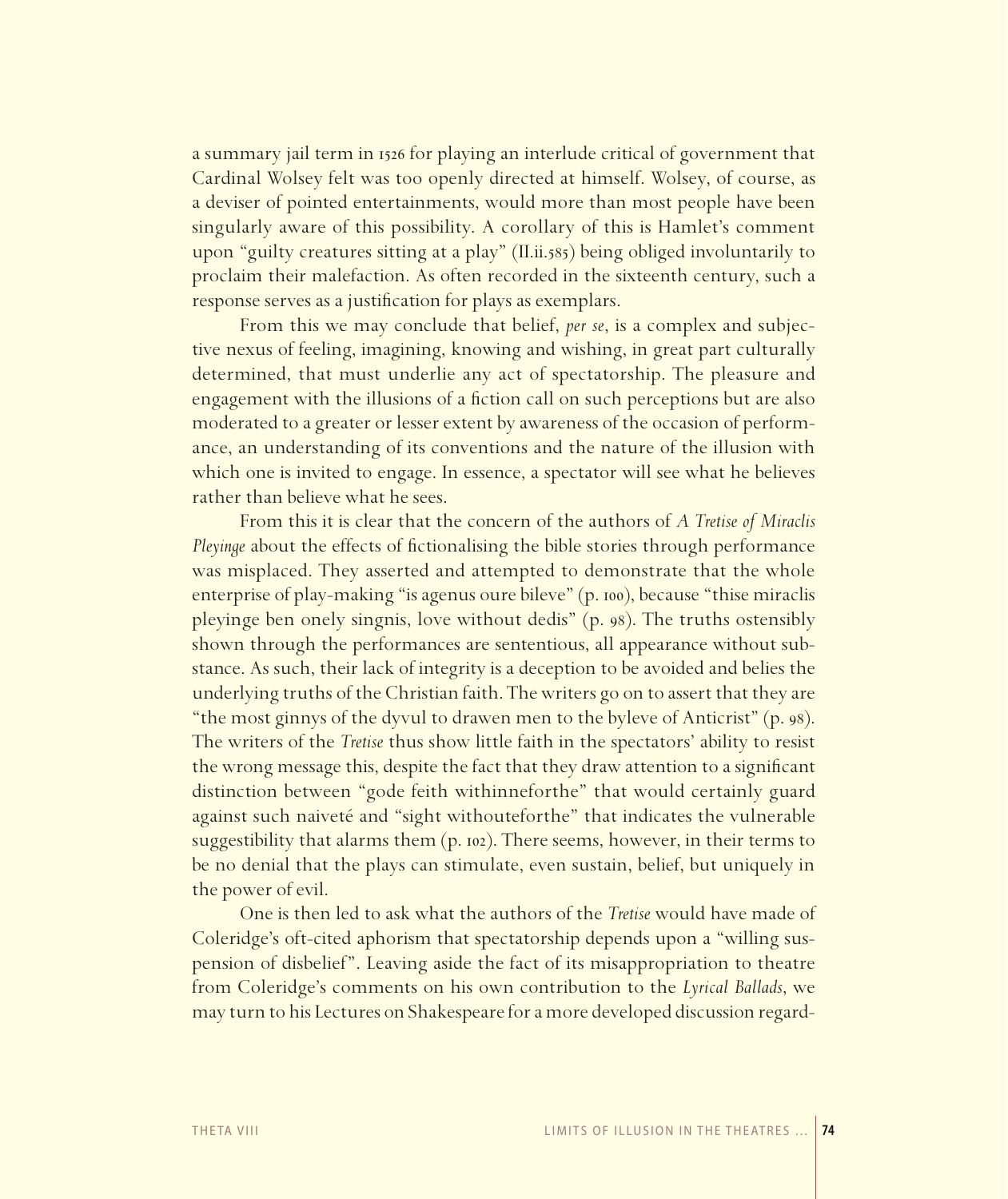a summary jail term in 1526 for playing an interlude critical of government that Cardinal Wolsey felt was too openly directed at himself. Wolsey, of course, as a deviser of pointed entertainments, would more than most people have been singularly aware of this possibility. A corollary of this is Hamlet's comment upon "guilty creatures sitting at a play" (II.ii.585) being obliged involuntarily to proclaim their malefaction. As often recorded in the sixteenth century, such a response serves as a justification for plays as exemplars.

From this we may conclude that belief, *per se*, is a complex and subjective nexus of feeling, imagining, knowing and wishing, in great part culturally determined, that must underlie any act of spectatorship. The pleasure and engagement with the illusions of a fiction call on such perceptions but are also moderated to a greater or lesser extent by awareness of the occasion of performance, an understanding of its conventions and the nature of the illusion with which one is invited to engage. In essence, a spectator will see what he believes rather than believe what he sees.

From this it is clear that the concern of the authors of *A Tretise of Miraclis Pleyinge* about the effects of fictionalising the bible stories through performance was misplaced. They asserted and attempted to demonstrate that the whole enterprise of play-making "is agenus oure bileve" (p. 100), because "thise miraclis pleyinge ben onely singnis, love without dedis" (p. 98). The truths ostensibly shown through the performances are sententious, all appearance without substance. As such, their lack of integrity is a deception to be avoided and belies the underlying truths of the Christian faith. The writers go on to assert that they are "the most ginnys of the dyvul to drawen men to the byleve of Anticrist" (p. 98). The writers of the *Tretise* thus show little faith in the spectators' ability to resist the wrong message this, despite the fact that they draw attention to a significant distinction between "gode feith withinneforthe" that would certainly guard against such naiveté and "sight withouteforthe" that indicates the vulnerable suggestibility that alarms them (p. 102). There seems, however, in their terms to be no denial that the plays can stimulate, even sustain, belief, but uniquely in the power of evil.

One is then led to ask what the authors of the *Tretise* would have made of Coleridge's oft-cited aphorism that spectatorship depends upon a "willing suspension of disbelief". Leaving aside the fact of its misappropriation to theatre from Coleridge's comments on his own contribution to the *Lyrical Ballads*, we may turn to his Lectures on Shakespeare for a more developed discussion regard-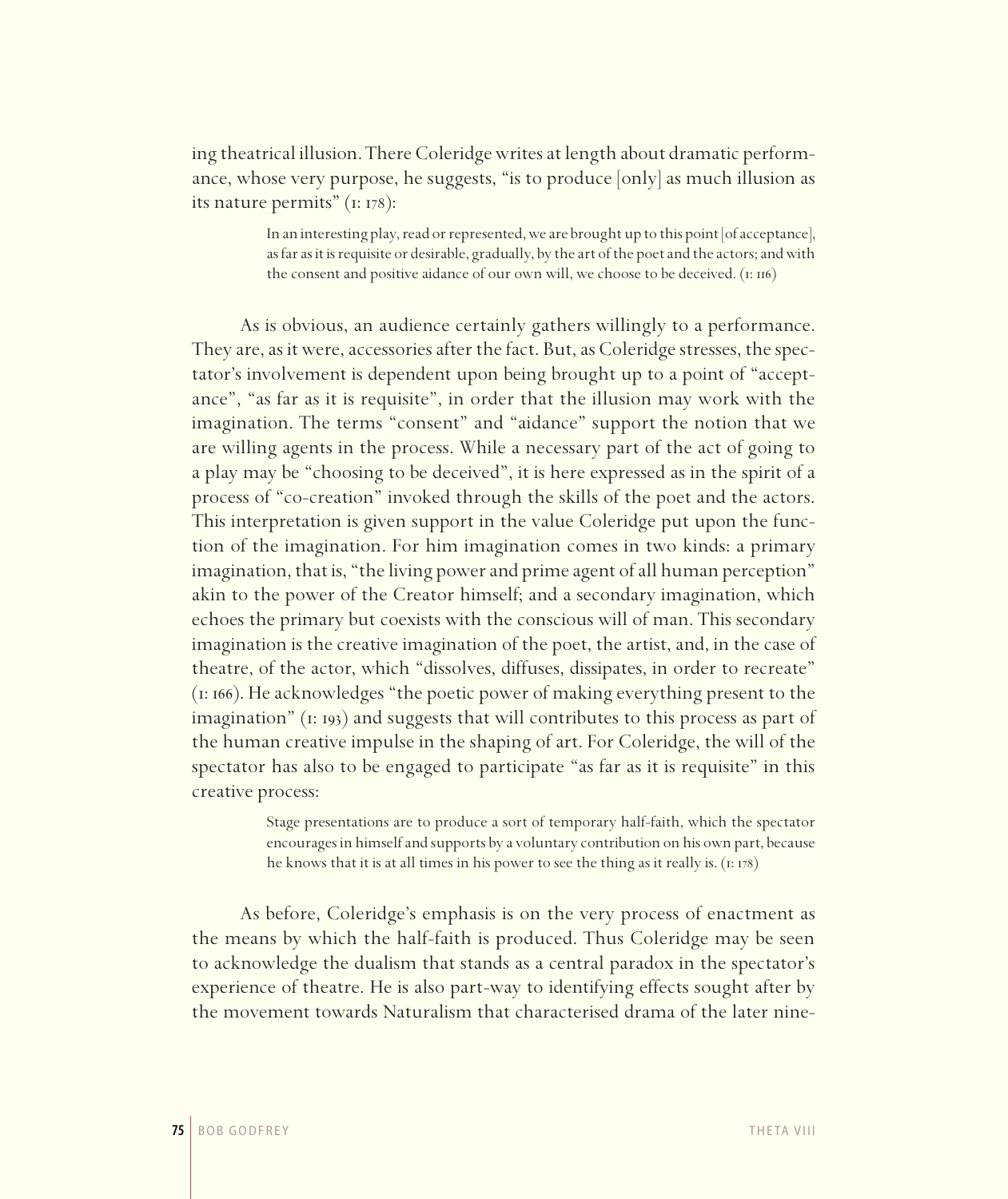ing theatrical illusion. There Coleridge writes at length about dramatic performance, whose very purpose, he suggests, "is to produce [only] as much illusion as its nature permits" (I: 178):

> In an interesting play, read or represented, we are brought up to this point [of acceptance], as far as it is requisite or desirable, gradually, by the art of the poet and the actors; and with the consent and positive aidance of our own will, we choose to be deceived. (I: 116)

As is obvious, an audience certainly gathers willingly to a performance. They are, as it were, accessories after the fact. But, as Coleridge stresses, the spectator's involvement is dependent upon being brought up to a point of "acceptance", "as far as it is requisite", in order that the illusion may work with the imagination. The terms "consent" and "aidance" support the notion that we are willing agents in the process. While a necessary part of the act of going to a play may be "choosing to be deceived", it is here expressed as in the spirit of a process of "co-creation" invoked through the skills of the poet and the actors. This interpretation is given support in the value Coleridge put upon the function of the imagination. For him imagination comes in two kinds: a primary imagination, that is, "the living power and prime agent of all human perception" akin to the power of the Creator himself; and a secondary imagination, which echoes the primary but coexists with the conscious will of man. This secondary imagination is the creative imagination of the poet, the artist, and, in the case of theatre, of the actor, which "dissolves, diffuses, dissipates, in order to recreate" (I: 166). He acknowledges "the poetic power of making everything present to the imagination" (I: 193) and suggests that will contributes to this process as part of the human creative impulse in the shaping of art. For Coleridge, the will of the spectator has also to be engaged to participate "as far as it is requisite" in this creative process:

> Stage presentations are to produce a sort of temporary half-faith, which the spectator encourages in himself and supports by a voluntary contribution on his own part, because he knows that it is at all times in his power to see the thing as it really is. (I: 178)

As before, Coleridge's emphasis is on the very process of enactment as the means by which the half-faith is produced. Thus Coleridge may be seen to acknowledge the dualism that stands as a central paradox in the spectator's experience of theatre. He is also part-way to identifying effects sought after by the movement towards Naturalism that characterised drama of the later nine-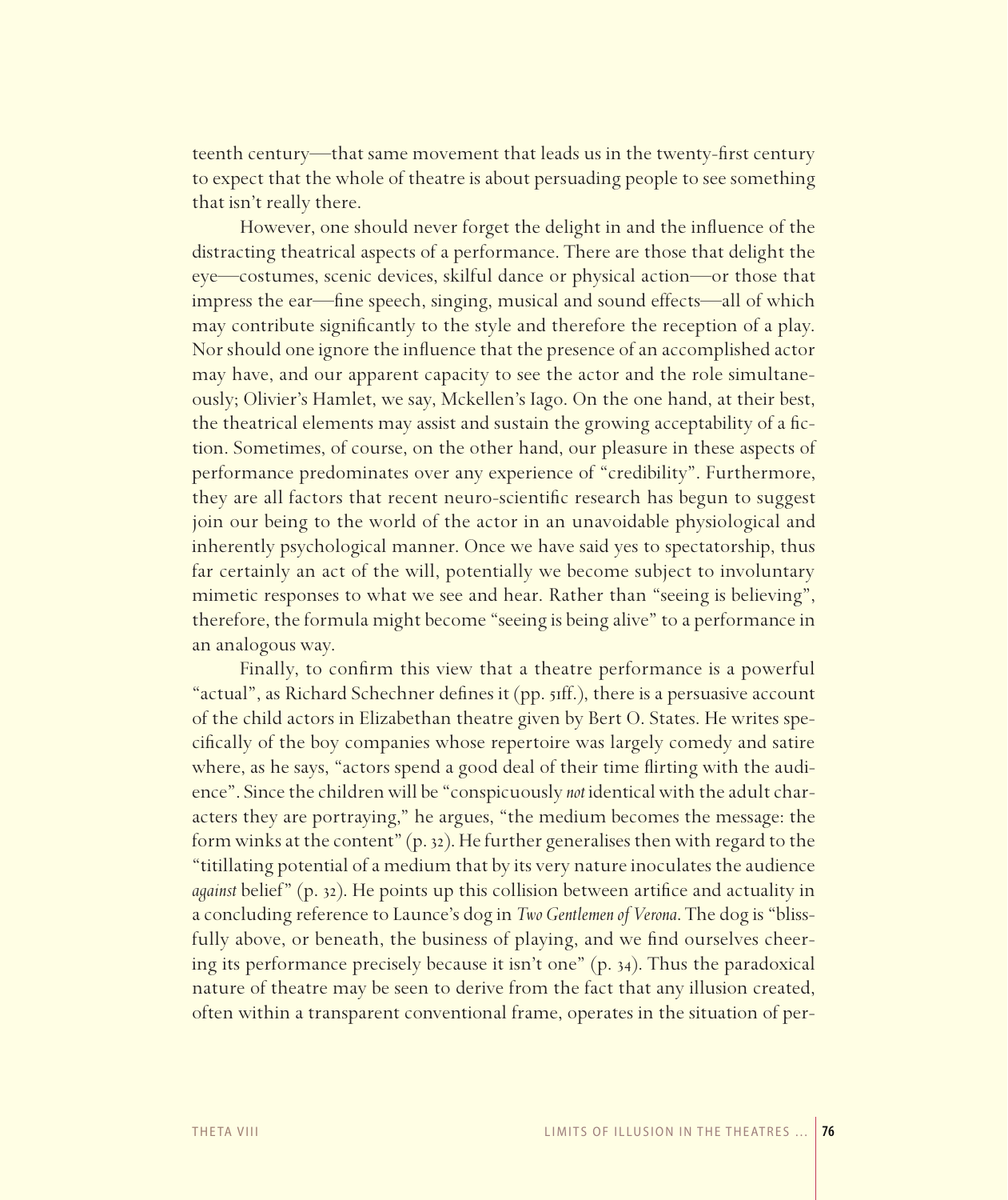teenth century—that same movement that leads us in the twenty-first century to expect that the whole of theatre is about persuading people to see something that isn't really there.

However, one should never forget the delight in and the influence of the distracting theatrical aspects of a performance. There are those that delight the eye—costumes, scenic devices, skilful dance or physical action—or those that impress the ear—fine speech, singing, musical and sound effects—all of which may contribute significantly to the style and therefore the reception of a play. Nor should one ignore the influence that the presence of an accomplished actor may have, and our apparent capacity to see the actor and the role simultaneously; Olivier's Hamlet, we say, Mckellen's Iago. On the one hand, at their best, the theatrical elements may assist and sustain the growing acceptability of a fiction. Sometimes, of course, on the other hand, our pleasure in these aspects of performance predominates over any experience of "credibility". Furthermore, they are all factors that recent neuro-scientific research has begun to suggest join our being to the world of the actor in an unavoidable physiological and inherently psychological manner. Once we have said yes to spectatorship, thus far certainly an act of the will, potentially we become subject to involuntary mimetic responses to what we see and hear. Rather than "seeing is believing", therefore, the formula might become "seeing is being alive" to a performance in an analogous way.

Finally, to confirm this view that a theatre performance is a powerful "actual", as Richard Schechner defines it (pp. 51ff.), there is a persuasive account of the child actors in Elizabethan theatre given by Bert O. States. He writes specifically of the boy companies whose repertoire was largely comedy and satire where, as he says, "actors spend a good deal of their time flirting with the audience". Since the children will be "conspicuously *not* identical with the adult characters they are portraying," he argues, "the medium becomes the message: the form winks at the content" (p. 32). He further generalises then with regard to the "titillating potential of a medium that by its very nature inoculates the audience *against* belief" (p. 32). He points up this collision between artifice and actuality in a concluding reference to Launce's dog in *Two Gentlemen of Verona*. The dog is "blissfully above, or beneath, the business of playing, and we find ourselves cheering its performance precisely because it isn't one" (p. 34). Thus the paradoxical nature of theatre may be seen to derive from the fact that any illusion created, often within a transparent conventional frame, operates in the situation of per-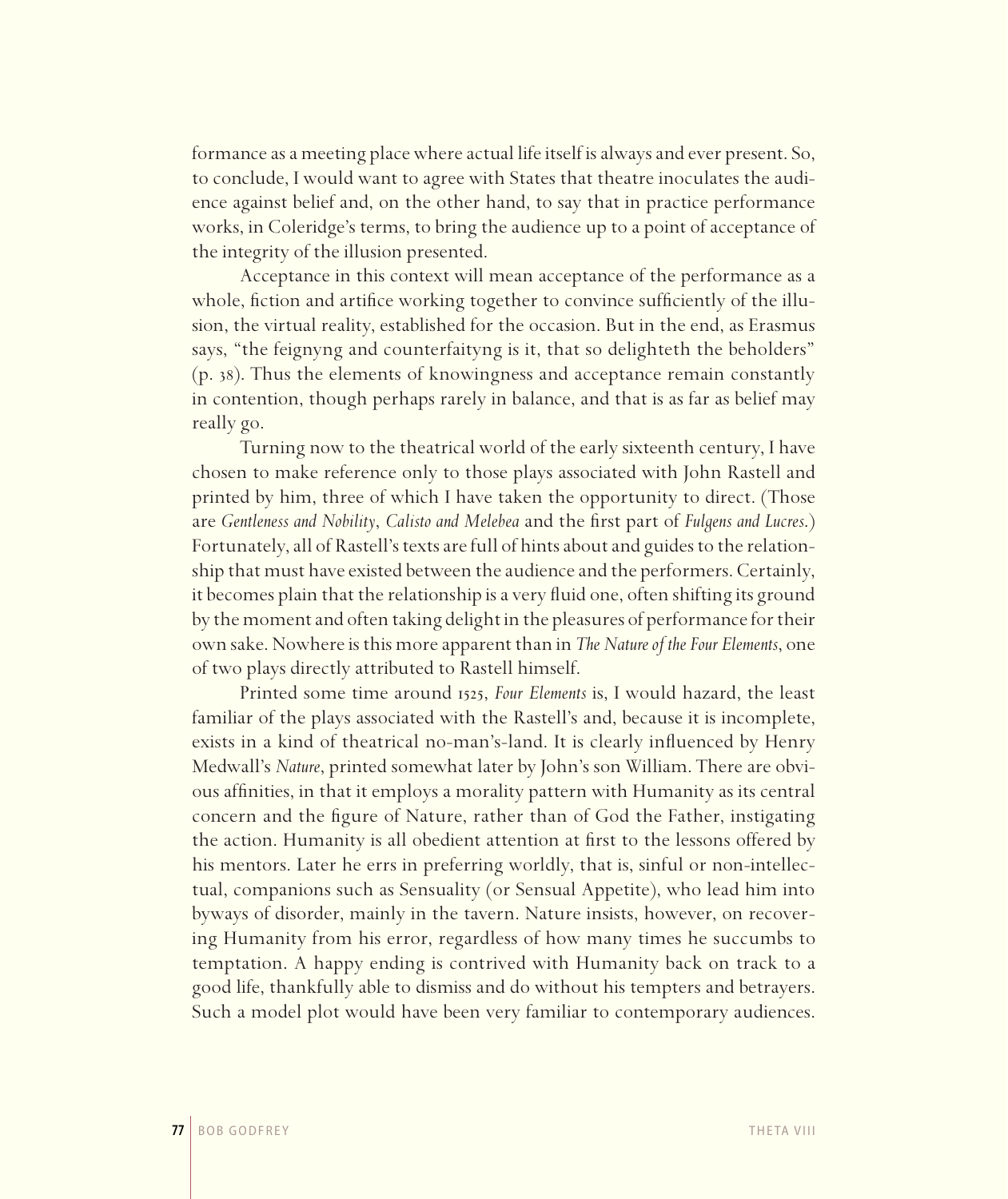formance as a meeting place where actual life itself is always and ever present. So, to conclude, I would want to agree with States that theatre inoculates the audience against belief and, on the other hand, to say that in practice performance works, in Coleridge's terms, to bring the audience up to a point of acceptance of the integrity of the illusion presented.

Acceptance in this context will mean acceptance of the performance as a whole, fiction and artifice working together to convince sufficiently of the illusion, the virtual reality, established for the occasion. But in the end, as Erasmus says, "the feignyng and counterfaityng is it, that so delighteth the beholders" (p. 38). Thus the elements of knowingness and acceptance remain constantly in contention, though perhaps rarely in balance, and that is as far as belief may really go.

Turning now to the theatrical world of the early sixteenth century, I have chosen to make reference only to those plays associated with John Rastell and printed by him, three of which I have taken the opportunity to direct. (Those are *Gentleness and Nobility*, *Calisto and Melebea* and the first part of *Fulgens and Lucres*.) Fortunately, all of Rastell's texts are full of hints about and guides to the relationship that must have existed between the audience and the performers. Certainly, it becomes plain that the relationship is a very fluid one, often shifting its ground by the moment and often taking delight in the pleasures of performance for their own sake. Nowhere is this more apparent than in *The Nature of the Four Elements*, one of two plays directly attributed to Rastell himself.

Printed some time around 1525, *Four Elements* is, I would hazard, the least familiar of the plays associated with the Rastell's and, because it is incomplete, exists in a kind of theatrical no-man's-land. It is clearly influenced by Henry Medwall's *Nature*, printed somewhat later by John's son William. There are obvious affinities, in that it employs a morality pattern with Humanity as its central concern and the figure of Nature, rather than of God the Father, instigating the action. Humanity is all obedient attention at first to the lessons offered by his mentors. Later he errs in preferring worldly, that is, sinful or non-intellectual, companions such as Sensuality (or Sensual Appetite), who lead him into byways of disorder, mainly in the tavern. Nature insists, however, on recovering Humanity from his error, regardless of how many times he succumbs to temptation. A happy ending is contrived with Humanity back on track to a good life, thankfully able to dismiss and do without his tempters and betrayers. Such a model plot would have been very familiar to contemporary audiences.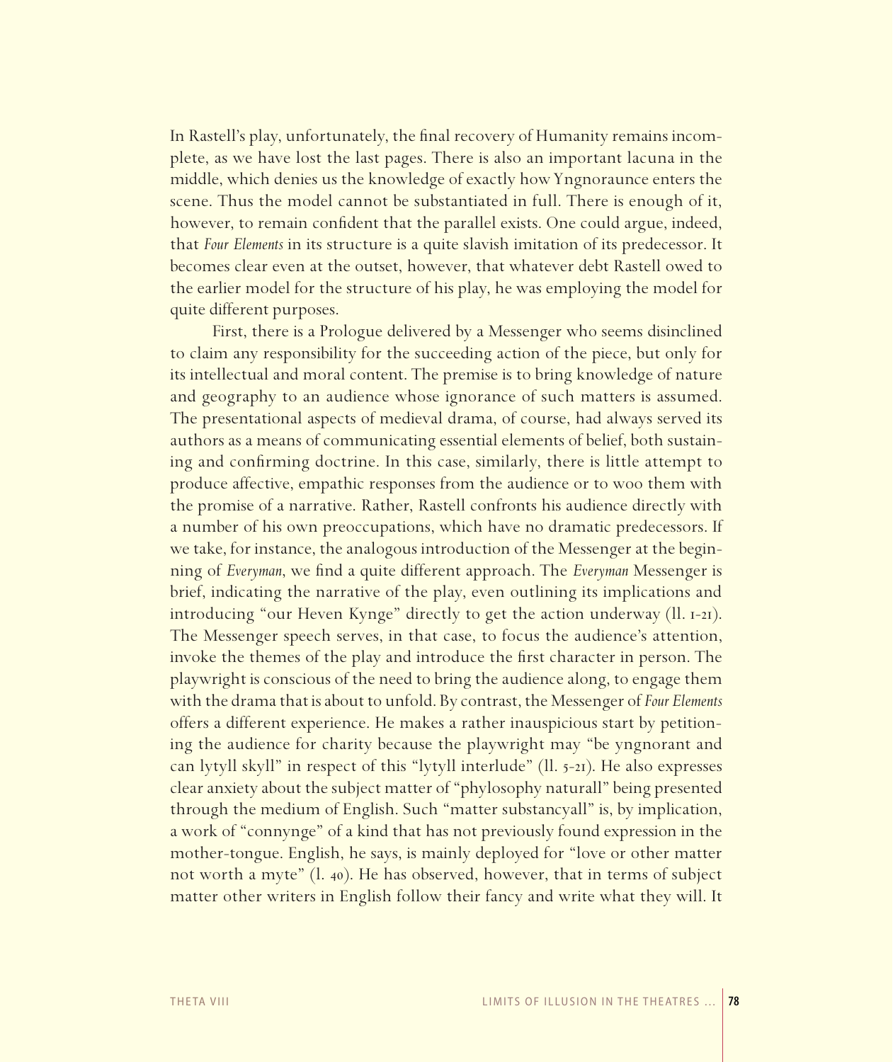In Rastell's play, unfortunately, the final recovery of Humanity remains incomplete, as we have lost the last pages. There is also an important lacuna in the middle, which denies us the knowledge of exactly how Yngnoraunce enters the scene. Thus the model cannot be substantiated in full. There is enough of it, however, to remain confident that the parallel exists. One could argue, indeed, that *Four Elements* in its structure is a quite slavish imitation of its predecessor. It becomes clear even at the outset, however, that whatever debt Rastell owed to the earlier model for the structure of his play, he was employing the model for quite different purposes.

First, there is a Prologue delivered by a Messenger who seems disinclined to claim any responsibility for the succeeding action of the piece, but only for its intellectual and moral content. The premise is to bring knowledge of nature and geography to an audience whose ignorance of such matters is assumed. The presentational aspects of medieval drama, of course, had always served its authors as a means of communicating essential elements of belief, both sustaining and confirming doctrine. In this case, similarly, there is little attempt to produce affective, empathic responses from the audience or to woo them with the promise of a narrative. Rather, Rastell confronts his audience directly with a number of his own preoccupations, which have no dramatic predecessors. If we take, for instance, the analogous introduction of the Messenger at the beginning of *Everyman*, we find a quite different approach. The *Everyman* Messenger is brief, indicating the narrative of the play, even outlining its implications and introducing "our Heven Kynge" directly to get the action underway (ll. 1-21). The Messenger speech serves, in that case, to focus the audience's attention, invoke the themes of the play and introduce the first character in person. The playwright is conscious of the need to bring the audience along, to engage them with the drama that is about to unfold. By contrast, the Messenger of *Four Elements* offers a different experience. He makes a rather inauspicious start by petitioning the audience for charity because the playwright may "be yngnorant and can lytyll skyll" in respect of this "lytyll interlude" (ll. 5-21). He also expresses clear anxiety about the subject matter of "phylosophy naturall" being presented through the medium of English. Such "matter substancyall" is, by implication, a work of "connynge" of a kind that has not previously found expression in the mother-tongue. English, he says, is mainly deployed for "love or other matter not worth a myte" (l. 40). He has observed, however, that in terms of subject matter other writers in English follow their fancy and write what they will. It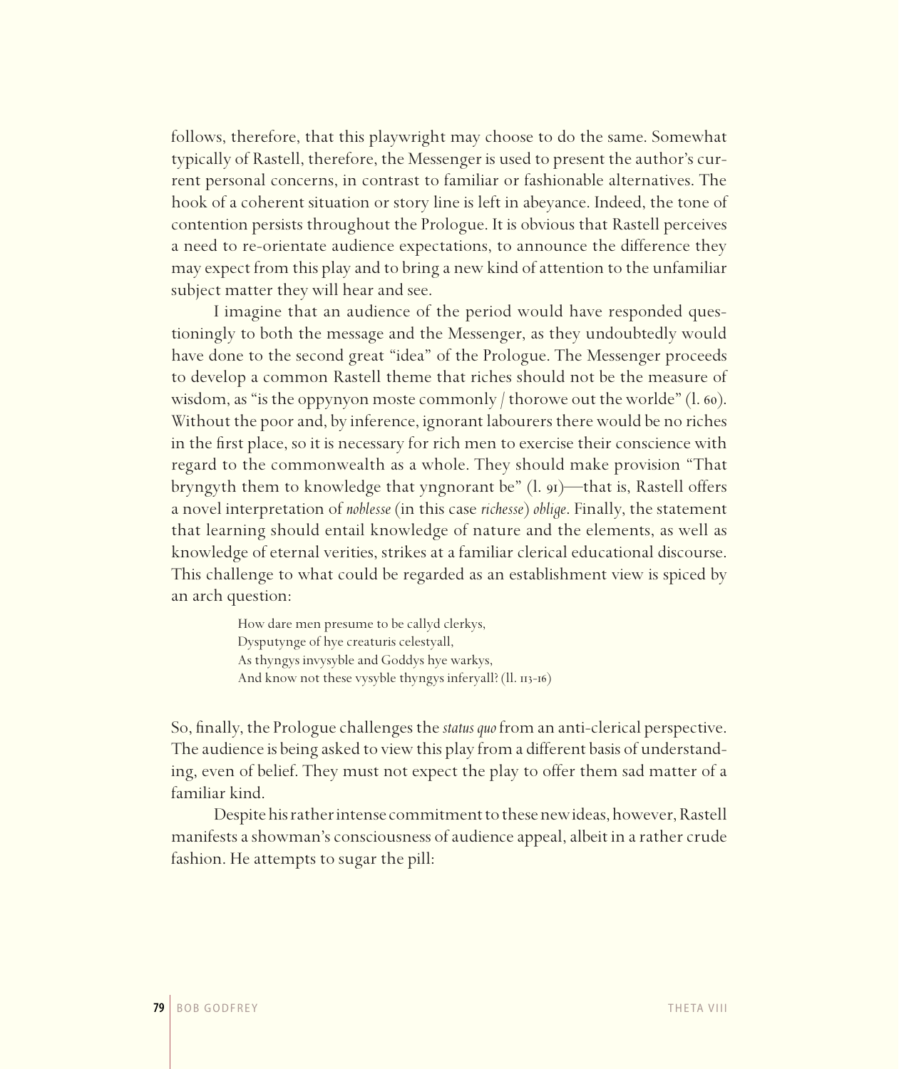follows, therefore, that this playwright may choose to do the same. Somewhat typically of Rastell, therefore, the Messenger is used to present the author's current personal concerns, in contrast to familiar or fashionable alternatives. The hook of a coherent situation or story line is left in abeyance. Indeed, the tone of contention persists throughout the Prologue. It is obvious that Rastell perceives a need to re-orientate audience expectations, to announce the difference they may expect from this play and to bring a new kind of attention to the unfamiliar subject matter they will hear and see.

I imagine that an audience of the period would have responded questioningly to both the message and the Messenger, as they undoubtedly would have done to the second great "idea" of the Prologue. The Messenger proceeds to develop a common Rastell theme that riches should not be the measure of wisdom, as "is the oppynyon moste commonly / thorowe out the worlde" (l. 60). Without the poor and, by inference, ignorant labourers there would be no riches in the first place, so it is necessary for rich men to exercise their conscience with regard to the commonwealth as a whole. They should make provision "That bryngyth them to knowledge that yngnorant be" (l. 91)—that is, Rastell offers a novel interpretation of *noblesse* (in this case *richesse*) *oblige*. Finally, the statement that learning should entail knowledge of nature and the elements, as well as knowledge of eternal verities, strikes at a familiar clerical educational discourse. This challenge to what could be regarded as an establishment view is spiced by an arch question:

> How dare men presume to be callyd clerkys,
> Dysputynge of hye creaturis celestyall,
> As thyngys invysyble and Goddys hye warkys,
> And know not these vysyble thyngys inferyall? (ll. 113-16)

So, finally, the Prologue challenges the *status quo* from an anti-clerical perspective. The audience is being asked to view this play from a different basis of understanding, even of belief. They must not expect the play to offer them sad matter of a familiar kind.

Despite his rather intense commitment to these new ideas, however, Rastell manifests a showman's consciousness of audience appeal, albeit in a rather crude fashion. He attempts to sugar the pill: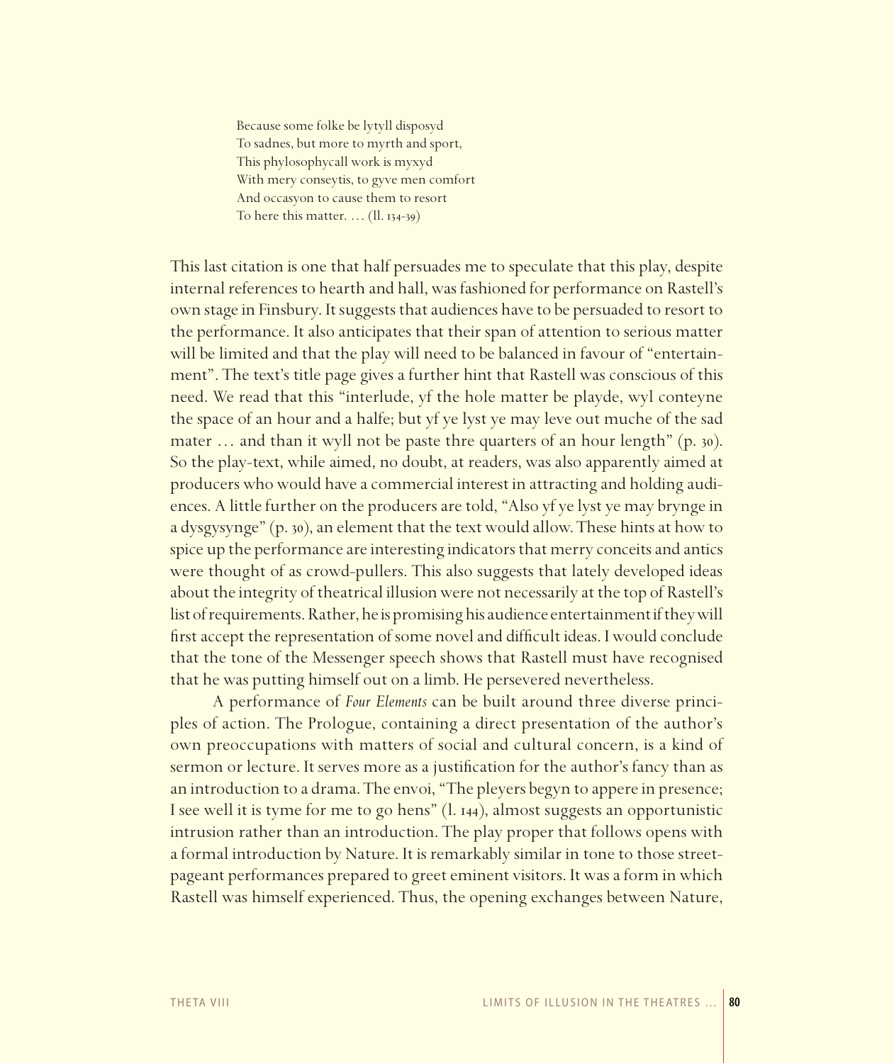> Because some folke be lytyll disposyd
> To sadnes, but more to myrth and sport,
> This phylosophycall work is myxyd
> With mery conseytis, to gyve men comfort
> And occasyon to cause them to resort
> To here this matter. … (ll. 134-39)

This last citation is one that half persuades me to speculate that this play, despite internal references to hearth and hall, was fashioned for performance on Rastell's own stage in Finsbury. It suggests that audiences have to be persuaded to resort to the performance. It also anticipates that their span of attention to serious matter will be limited and that the play will need to be balanced in favour of "entertainment". The text's title page gives a further hint that Rastell was conscious of this need. We read that this "interlude, yf the hole matter be playde, wyl conteyne the space of an hour and a halfe; but yf ye lyst ye may leve out muche of the sad mater … and than it wyll not be paste thre quarters of an hour length" (p. 30). So the play-text, while aimed, no doubt, at readers, was also apparently aimed at producers who would have a commercial interest in attracting and holding audiences. A little further on the producers are told, "Also yf ye lyst ye may brynge in a dysgysynge" (p. 30), an element that the text would allow. These hints at how to spice up the performance are interesting indicators that merry conceits and antics were thought of as crowd-pullers. This also suggests that lately developed ideas about the integrity of theatrical illusion were not necessarily at the top of Rastell's list of requirements. Rather, he is promising his audience entertainment if they will first accept the representation of some novel and difficult ideas. I would conclude that the tone of the Messenger speech shows that Rastell must have recognised that he was putting himself out on a limb. He persevered nevertheless.

A performance of *Four Elements* can be built around three diverse principles of action. The Prologue, containing a direct presentation of the author's own preoccupations with matters of social and cultural concern, is a kind of sermon or lecture. It serves more as a justification for the author's fancy than as an introduction to a drama. The envoi, "The pleyers begyn to appere in presence; I see well it is tyme for me to go hens" (l. 144), almost suggests an opportunistic intrusion rather than an introduction. The play proper that follows opens with a formal introduction by Nature. It is remarkably similar in tone to those street-pageant performances prepared to greet eminent visitors. It was a form in which Rastell was himself experienced. Thus, the opening exchanges between Nature,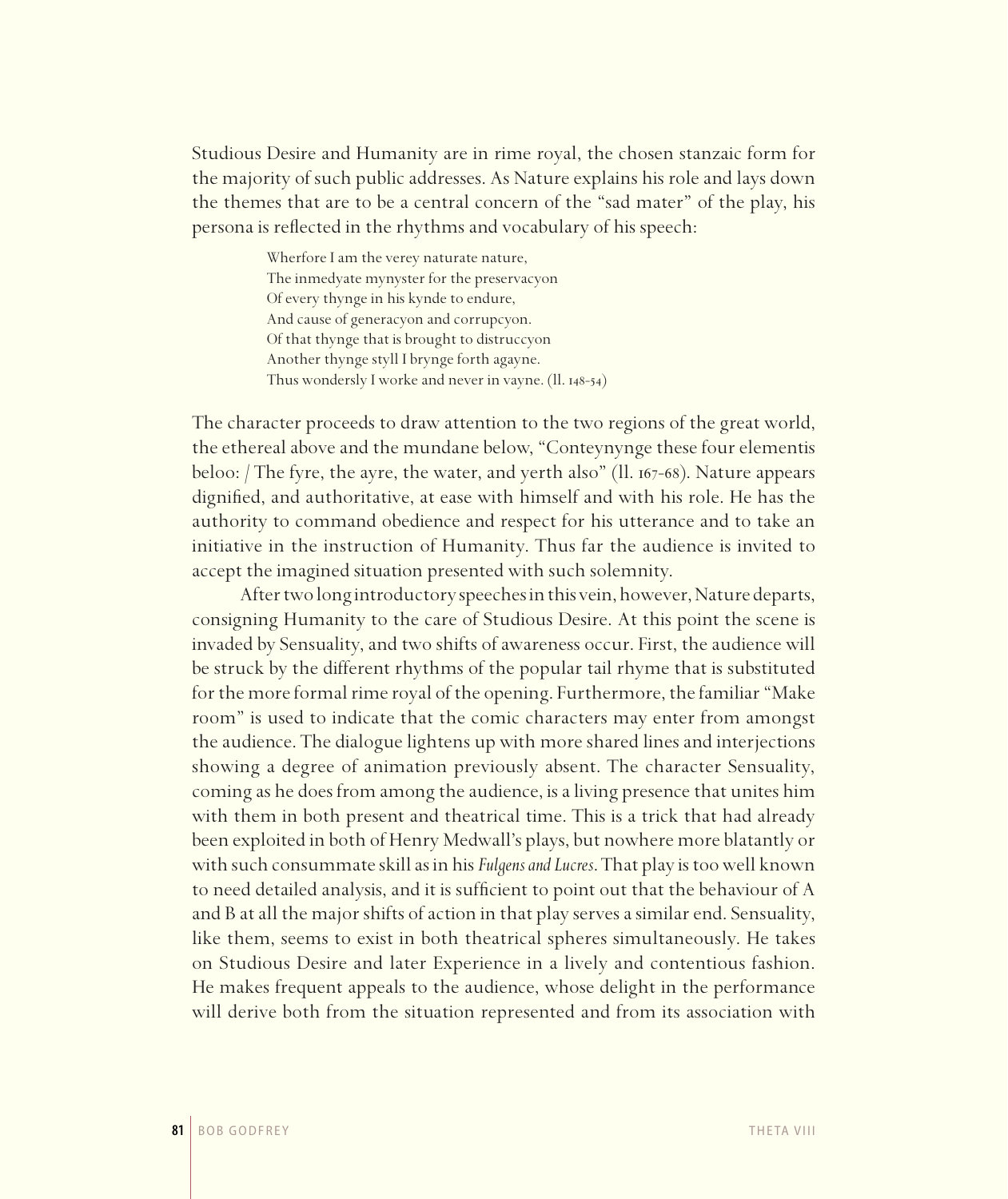Studious Desire and Humanity are in rime royal, the chosen stanzaic form for the majority of such public addresses. As Nature explains his role and lays down the themes that are to be a central concern of the "sad mater" of the play, his persona is reflected in the rhythms and vocabulary of his speech:

> Wherfore I am the verey naturate nature,
> The inmedyate mynyster for the preservacyon
> Of every thynge in his kynde to endure,
> And cause of generacyon and corrupcyon.
> Of that thynge that is brought to distruccyon
> Another thynge styll I brynge forth agayne.
> Thus wondersly I worke and never in vayne. (ll. 148-54)

The character proceeds to draw attention to the two regions of the great world, the ethereal above and the mundane below, "Conteynynge these four elementis beloo: / The fyre, the ayre, the water, and yerth also" (ll. 167-68). Nature appears dignified, and authoritative, at ease with himself and with his role. He has the authority to command obedience and respect for his utterance and to take an initiative in the instruction of Humanity. Thus far the audience is invited to accept the imagined situation presented with such solemnity.

After two long introductory speeches in this vein, however, Nature departs, consigning Humanity to the care of Studious Desire. At this point the scene is invaded by Sensuality, and two shifts of awareness occur. First, the audience will be struck by the different rhythms of the popular tail rhyme that is substituted for the more formal rime royal of the opening. Furthermore, the familiar "Make room" is used to indicate that the comic characters may enter from amongst the audience. The dialogue lightens up with more shared lines and interjections showing a degree of animation previously absent. The character Sensuality, coming as he does from among the audience, is a living presence that unites him with them in both present and theatrical time. This is a trick that had already been exploited in both of Henry Medwall's plays, but nowhere more blatantly or with such consummate skill as in his *Fulgens and Lucres*. That play is too well known to need detailed analysis, and it is sufficient to point out that the behaviour of A and B at all the major shifts of action in that play serves a similar end. Sensuality, like them, seems to exist in both theatrical spheres simultaneously. He takes on Studious Desire and later Experience in a lively and contentious fashion. He makes frequent appeals to the audience, whose delight in the performance will derive both from the situation represented and from its association with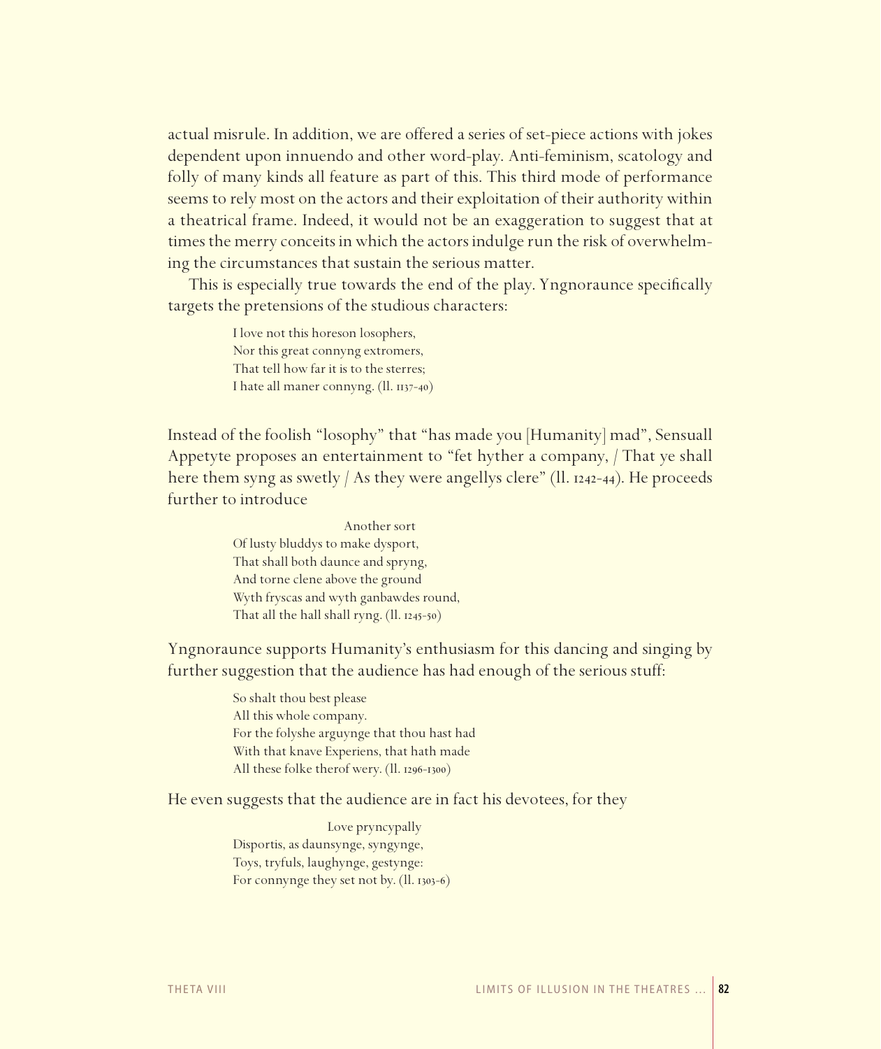actual misrule. In addition, we are offered a series of set-piece actions with jokes dependent upon innuendo and other word-play. Anti-feminism, scatology and folly of many kinds all feature as part of this. This third mode of performance seems to rely most on the actors and their exploitation of their authority within a theatrical frame. Indeed, it would not be an exaggeration to suggest that at times the merry conceits in which the actors indulge run the risk of overwhelming the circumstances that sustain the serious matter.

This is especially true towards the end of the play. Yngnoraunce specifically targets the pretensions of the studious characters:

> I love not this horeson losophers,
> Nor this great connyng extromers,
> That tell how far it is to the sterres;
> I hate all maner connyng. (ll. 1137-40)

Instead of the foolish "losophy" that "has made you [Humanity] mad", Sensuall Appetyte proposes an entertainment to "fet hyther a company, / That ye shall here them syng as swetly / As they were angellys clere" (ll. 1242-44). He proceeds further to introduce

> Another sort
> Of lusty bluddys to make dysport,
> That shall both daunce and spryng,
> And torne clene above the ground
> Wyth fryscas and wyth ganbawdes round,
> That all the hall shall ryng. (ll. 1245-50)

Yngnoraunce supports Humanity's enthusiasm for this dancing and singing by further suggestion that the audience has had enough of the serious stuff:

> So shalt thou best please
> All this whole company.
> For the folyshe arguynge that thou hast had
> With that knave Experiens, that hath made
> All these folke therof wery. (ll. 1296-1300)

He even suggests that the audience are in fact his devotees, for they

> Love pryncypally
> Disportis, as daunsynge, syngynge,
> Toys, tryfuls, laughynge, gestynge:
> For connynge they set not by. (ll. 1303-6)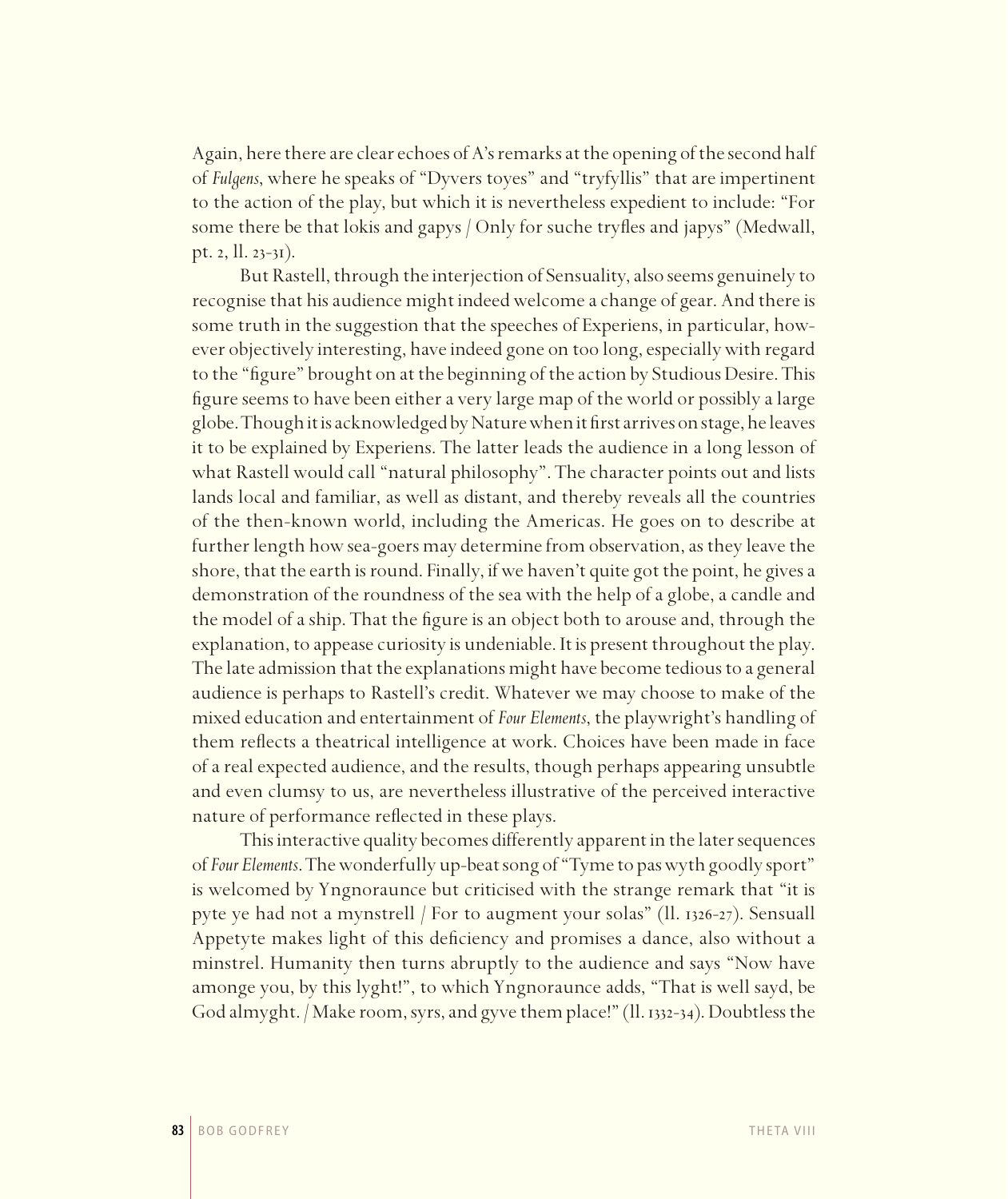Again, here there are clear echoes of A's remarks at the opening of the second half of *Fulgens*, where he speaks of "Dyvers toyes" and "tryfyllis" that are impertinent to the action of the play, but which it is nevertheless expedient to include: "For some there be that lokis and gapys / Only for suche tryfles and japys" (Medwall, pt. 2, ll. 23-31).

But Rastell, through the interjection of Sensuality, also seems genuinely to recognise that his audience might indeed welcome a change of gear. And there is some truth in the suggestion that the speeches of Experiens, in particular, however objectively interesting, have indeed gone on too long, especially with regard to the "figure" brought on at the beginning of the action by Studious Desire. This figure seems to have been either a very large map of the world or possibly a large globe. Though it is acknowledged by Nature when it first arrives on stage, he leaves it to be explained by Experiens. The latter leads the audience in a long lesson of what Rastell would call "natural philosophy". The character points out and lists lands local and familiar, as well as distant, and thereby reveals all the countries of the then-known world, including the Americas. He goes on to describe at further length how sea-goers may determine from observation, as they leave the shore, that the earth is round. Finally, if we haven't quite got the point, he gives a demonstration of the roundness of the sea with the help of a globe, a candle and the model of a ship. That the figure is an object both to arouse and, through the explanation, to appease curiosity is undeniable. It is present throughout the play. The late admission that the explanations might have become tedious to a general audience is perhaps to Rastell's credit. Whatever we may choose to make of the mixed education and entertainment of *Four Elements*, the playwright's handling of them reflects a theatrical intelligence at work. Choices have been made in face of a real expected audience, and the results, though perhaps appearing unsubtle and even clumsy to us, are nevertheless illustrative of the perceived interactive nature of performance reflected in these plays.

This interactive quality becomes differently apparent in the later sequences of *Four Elements*. The wonderfully up-beat song of "Tyme to pas wyth goodly sport" is welcomed by Yngnoraunce but criticised with the strange remark that "it is pyte ye had not a mynstrell / For to augment your solas" (ll. 1326-27). Sensuall Appetyte makes light of this deficiency and promises a dance, also without a minstrel. Humanity then turns abruptly to the audience and says "Now have amonge you, by this lyght!", to which Yngnoraunce adds, "That is well sayd, be God almyght. / Make room, syrs, and gyve them place!" (ll. 1332-34). Doubtless the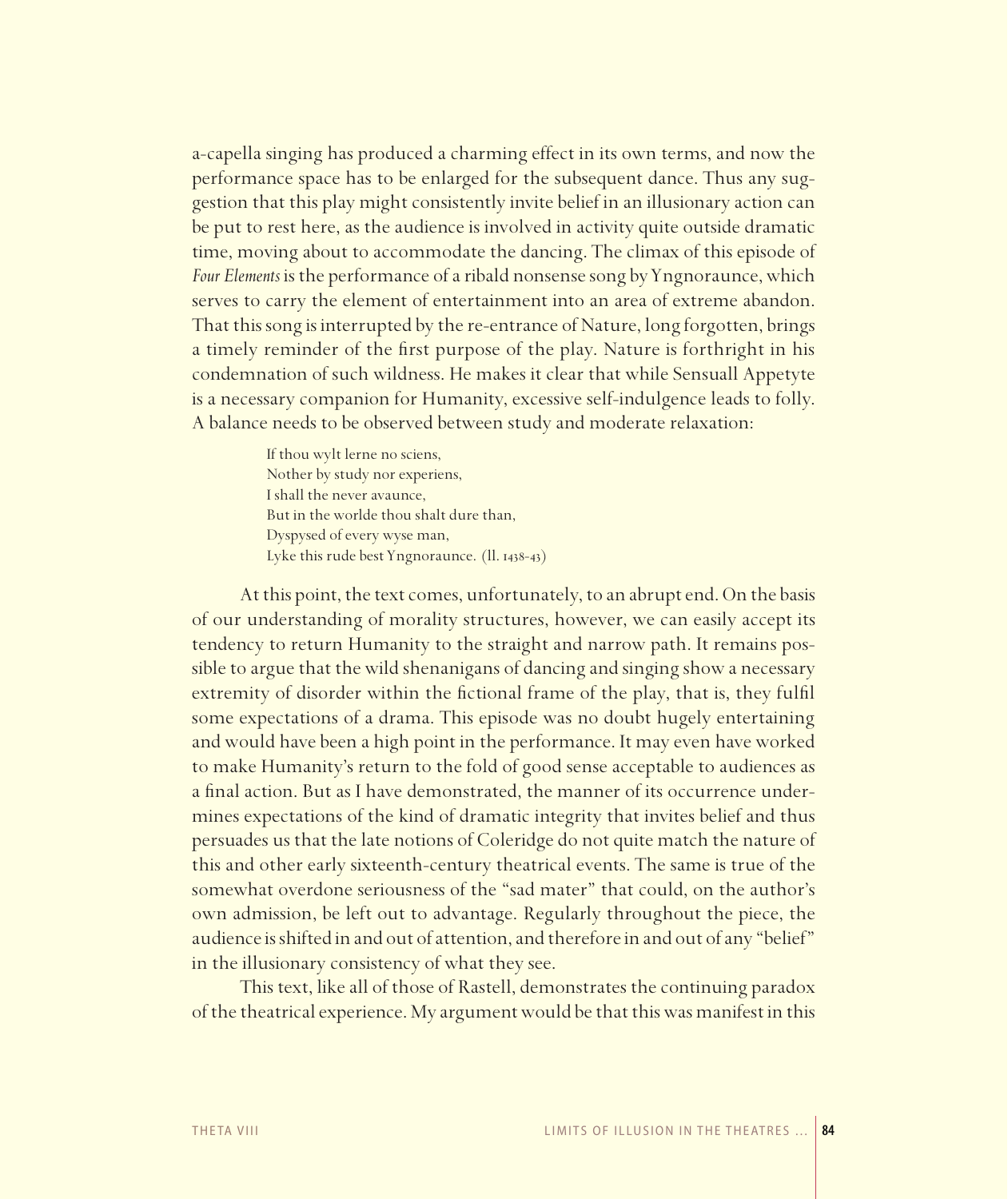a-capella singing has produced a charming effect in its own terms, and now the performance space has to be enlarged for the subsequent dance. Thus any suggestion that this play might consistently invite belief in an illusionary action can be put to rest here, as the audience is involved in activity quite outside dramatic time, moving about to accommodate the dancing. The climax of this episode of *Four Elements* is the performance of a ribald nonsense song by Yngnoraunce, which serves to carry the element of entertainment into an area of extreme abandon. That this song is interrupted by the re-entrance of Nature, long forgotten, brings a timely reminder of the first purpose of the play. Nature is forthright in his condemnation of such wildness. He makes it clear that while Sensuall Appetyte is a necessary companion for Humanity, excessive self-indulgence leads to folly. A balance needs to be observed between study and moderate relaxation:

> If thou wylt lerne no sciens,
> Nother by study nor experiens,
> I shall the never avaunce,
> But in the worlde thou shalt dure than,
> Dyspysed of every wyse man,
> Lyke this rude best Yngnoraunce. (ll. 1438-43)

At this point, the text comes, unfortunately, to an abrupt end. On the basis of our understanding of morality structures, however, we can easily accept its tendency to return Humanity to the straight and narrow path. It remains possible to argue that the wild shenanigans of dancing and singing show a necessary extremity of disorder within the fictional frame of the play, that is, they fulfil some expectations of a drama. This episode was no doubt hugely entertaining and would have been a high point in the performance. It may even have worked to make Humanity's return to the fold of good sense acceptable to audiences as a final action. But as I have demonstrated, the manner of its occurrence undermines expectations of the kind of dramatic integrity that invites belief and thus persuades us that the late notions of Coleridge do not quite match the nature of this and other early sixteenth-century theatrical events. The same is true of the somewhat overdone seriousness of the "sad mater" that could, on the author's own admission, be left out to advantage. Regularly throughout the piece, the audience is shifted in and out of attention, and therefore in and out of any "belief" in the illusionary consistency of what they see.

This text, like all of those of Rastell, demonstrates the continuing paradox of the theatrical experience. My argument would be that this was manifest in this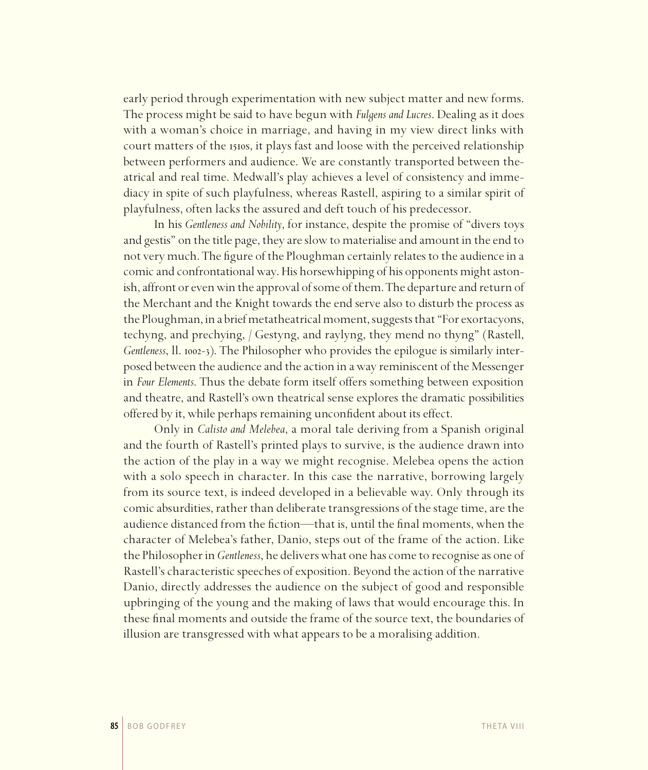early period through experimentation with new subject matter and new forms. The process might be said to have begun with *Fulgens and Lucres*. Dealing as it does with a woman's choice in marriage, and having in my view direct links with court matters of the 1510s, it plays fast and loose with the perceived relationship between performers and audience. We are constantly transported between theatrical and real time. Medwall's play achieves a level of consistency and immediacy in spite of such playfulness, whereas Rastell, aspiring to a similar spirit of playfulness, often lacks the assured and deft touch of his predecessor.

In his *Gentleness and Nobility*, for instance, despite the promise of "divers toys and gestis" on the title page, they are slow to materialise and amount in the end to not very much. The figure of the Ploughman certainly relates to the audience in a comic and confrontational way. His horsewhipping of his opponents might astonish, affront or even win the approval of some of them. The departure and return of the Merchant and the Knight towards the end serve also to disturb the process as the Ploughman, in a brief metatheatrical moment, suggests that "For exortacyons, techyng, and prechying, / Gestyng, and raylyng, they mend no thyng" (Rastell, *Gentleness*, ll. 1002-3). The Philosopher who provides the epilogue is similarly interposed between the audience and the action in a way reminiscent of the Messenger in *Four Elements*. Thus the debate form itself offers something between exposition and theatre, and Rastell's own theatrical sense explores the dramatic possibilities offered by it, while perhaps remaining unconfident about its effect.

Only in *Calisto and Melebea*, a moral tale deriving from a Spanish original and the fourth of Rastell's printed plays to survive, is the audience drawn into the action of the play in a way we might recognise. Melebea opens the action with a solo speech in character. In this case the narrative, borrowing largely from its source text, is indeed developed in a believable way. Only through its comic absurdities, rather than deliberate transgressions of the stage time, are the audience distanced from the fiction—that is, until the final moments, when the character of Melebea's father, Danio, steps out of the frame of the action. Like the Philosopher in *Gentleness*, he delivers what one has come to recognise as one of Rastell's characteristic speeches of exposition. Beyond the action of the narrative Danio, directly addresses the audience on the subject of good and responsible upbringing of the young and the making of laws that would encourage this. In these final moments and outside the frame of the source text, the boundaries of illusion are transgressed with what appears to be a moralising addition.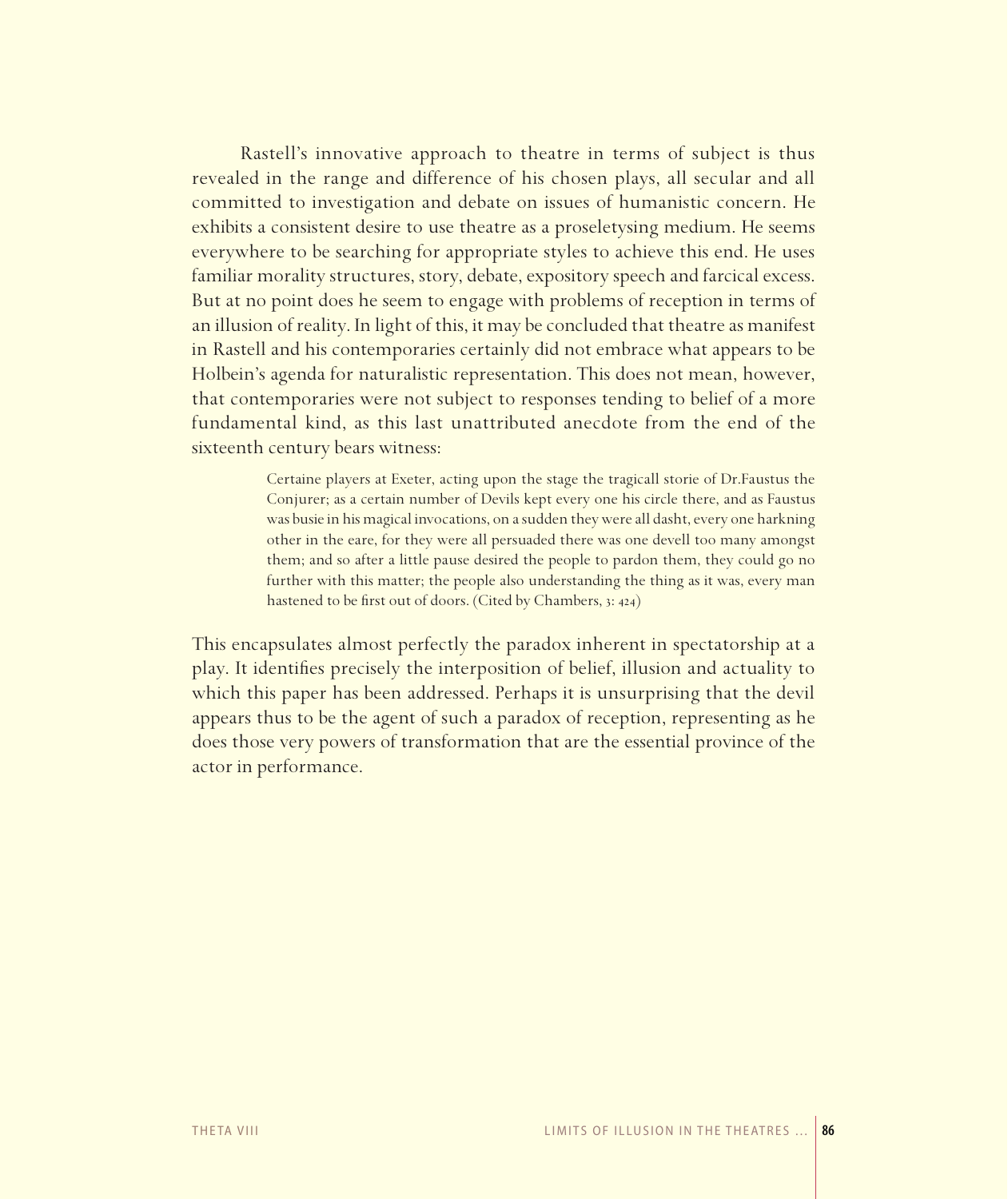Rastell's innovative approach to theatre in terms of subject is thus revealed in the range and difference of his chosen plays, all secular and all committed to investigation and debate on issues of humanistic concern. He exhibits a consistent desire to use theatre as a proseletysing medium. He seems everywhere to be searching for appropriate styles to achieve this end. He uses familiar morality structures, story, debate, expository speech and farcical excess. But at no point does he seem to engage with problems of reception in terms of an illusion of reality. In light of this, it may be concluded that theatre as manifest in Rastell and his contemporaries certainly did not embrace what appears to be Holbein's agenda for naturalistic representation. This does not mean, however, that contemporaries were not subject to responses tending to belief of a more fundamental kind, as this last unattributed anecdote from the end of the sixteenth century bears witness:

> Certaine players at Exeter, acting upon the stage the tragicall storie of Dr.Faustus the Conjurer; as a certain number of Devils kept every one his circle there, and as Faustus was busie in his magical invocations, on a sudden they were all dasht, every one harkning other in the eare, for they were all persuaded there was one devell too many amongst them; and so after a little pause desired the people to pardon them, they could go no further with this matter; the people also understanding the thing as it was, every man hastened to be first out of doors. (Cited by Chambers, 3: 424)

This encapsulates almost perfectly the paradox inherent in spectatorship at a play. It identifies precisely the interposition of belief, illusion and actuality to which this paper has been addressed. Perhaps it is unsurprising that the devil appears thus to be the agent of such a paradox of reception, representing as he does those very powers of transformation that are the essential province of the actor in performance.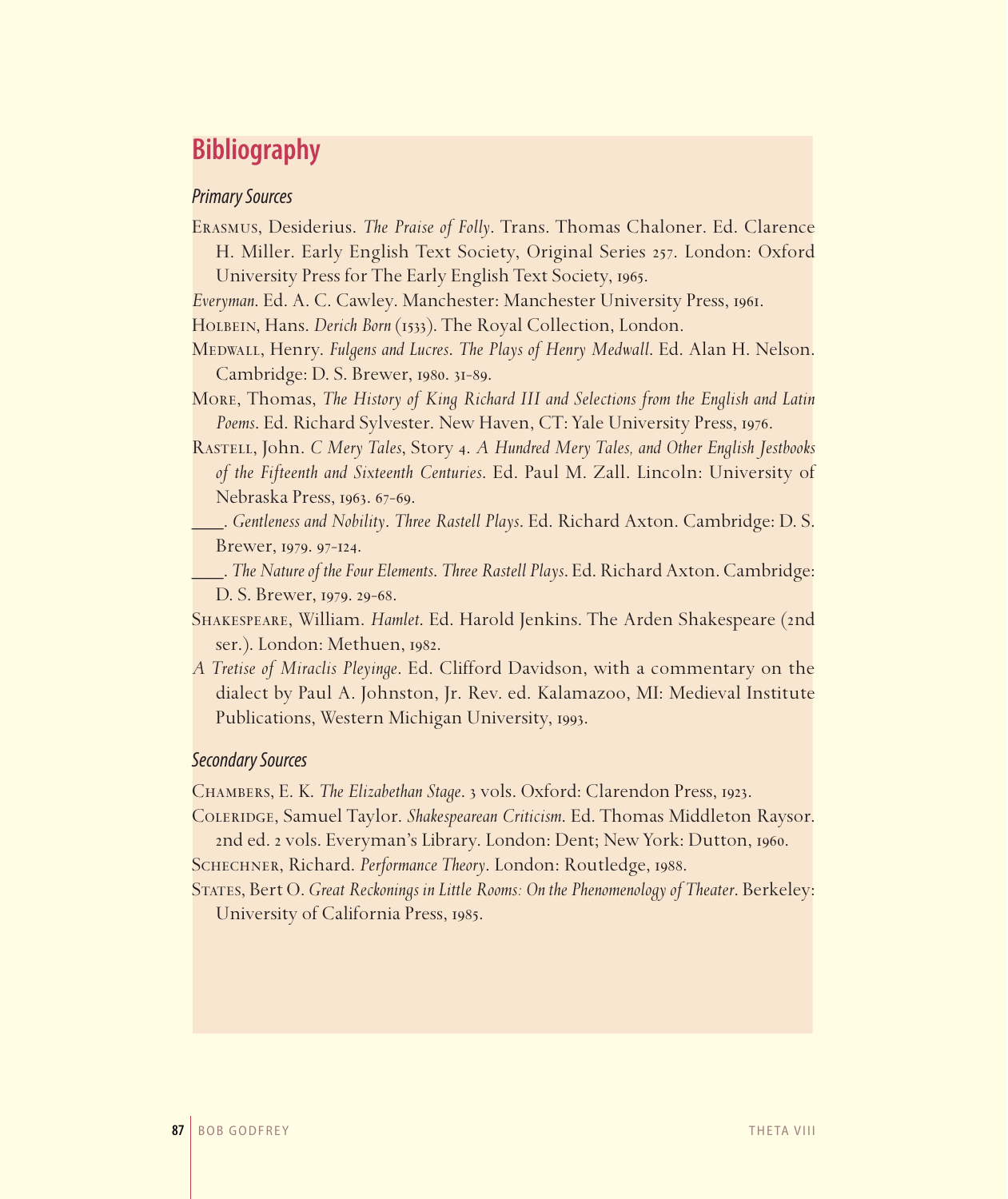## Bibliography

### *Primary Sources*

Erasmus, Desiderius. *The Praise of Folly*. Trans. Thomas Chaloner. Ed. Clarence H. Miller. Early English Text Society, Original Series 257. London: Oxford University Press for The Early English Text Society, 1965.

*Everyman*. Ed. A. C. Cawley. Manchester: Manchester University Press, 1961.

Holbein, Hans. *Derich Born* (1533). The Royal Collection, London.

Medwall, Henry. *Fulgens and Lucres*. *The Plays of Henry Medwall*. Ed. Alan H. Nelson. Cambridge: D. S. Brewer, 1980. 31-89.

More, Thomas, *The History of King Richard III and Selections from the English and Latin Poems*. Ed. Richard Sylvester. New Haven, CT: Yale University Press, 1976.

Rastell, John. *C Mery Tales*, Story 4. *A Hundred Mery Tales, and Other English Jestbooks of the Fifteenth and Sixteenth Centuries*. Ed. Paul M. Zall. Lincoln: University of Nebraska Press, 1963. 67-69.

\_\_\_\_. *Gentleness and Nobility*. *Three Rastell Plays*. Ed. Richard Axton. Cambridge: D. S. Brewer, 1979. 97-124.

\_\_\_\_. *The Nature of the Four Elements*. *Three Rastell Plays*. Ed. Richard Axton. Cambridge: D. S. Brewer, 1979. 29-68.

Shakespeare, William. *Hamlet*. Ed. Harold Jenkins. The Arden Shakespeare (2nd ser.). London: Methuen, 1982.

*A Tretise of Miraclis Pleyinge*. Ed. Clifford Davidson, with a commentary on the dialect by Paul A. Johnston, Jr. Rev. ed. Kalamazoo, MI: Medieval Institute Publications, Western Michigan University, 1993.

### *Secondary Sources*

Chambers, E. K. *The Elizabethan Stage*. 3 vols. Oxford: Clarendon Press, 1923.

Coleridge, Samuel Taylor. *Shakespearean Criticism*. Ed. Thomas Middleton Raysor. 2nd ed. 2 vols. Everyman's Library. London: Dent; New York: Dutton, 1960.

Schechner, Richard. *Performance Theory*. London: Routledge, 1988.

States, Bert O. *Great Reckonings in Little Rooms: On the Phenomenology of Theater*. Berkeley: University of California Press, 1985.